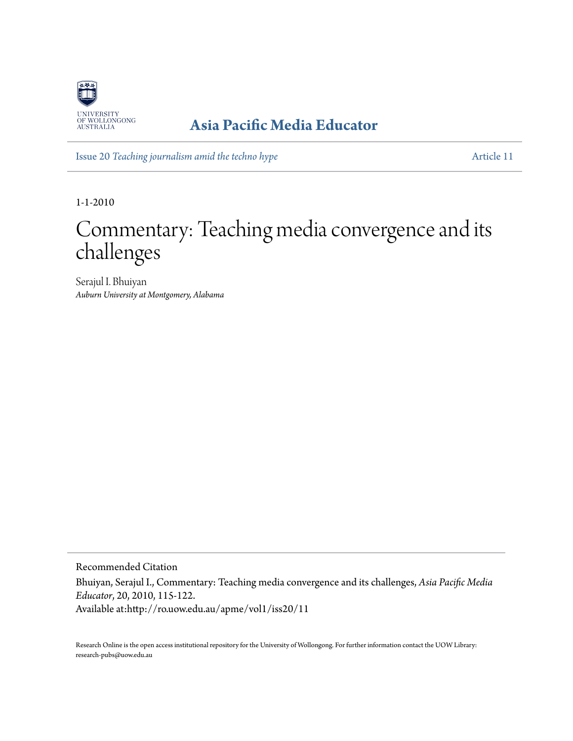UNIVERSITY OF WOLLONGONG AUSTRALIA

**Asia Pacific Media Educator**

Issue 20 *Teaching journalism amid the techno hype* Article 11

1-1-2010

# Commentary: Teaching media convergence and its challenges

Serajul I. Bhuiyan
*Auburn University at Montgomery, Alabama*

Recommended Citation

Bhuiyan, Serajul I., Commentary: Teaching media convergence and its challenges, *Asia Pacific Media Educator*, 20, 2010, 115-122.
Available at:http://ro.uow.edu.au/apme/vol1/iss20/11

Research Online is the open access institutional repository for the University of Wollongong. For further information contact the UOW Library: research-pubs@uow.edu.au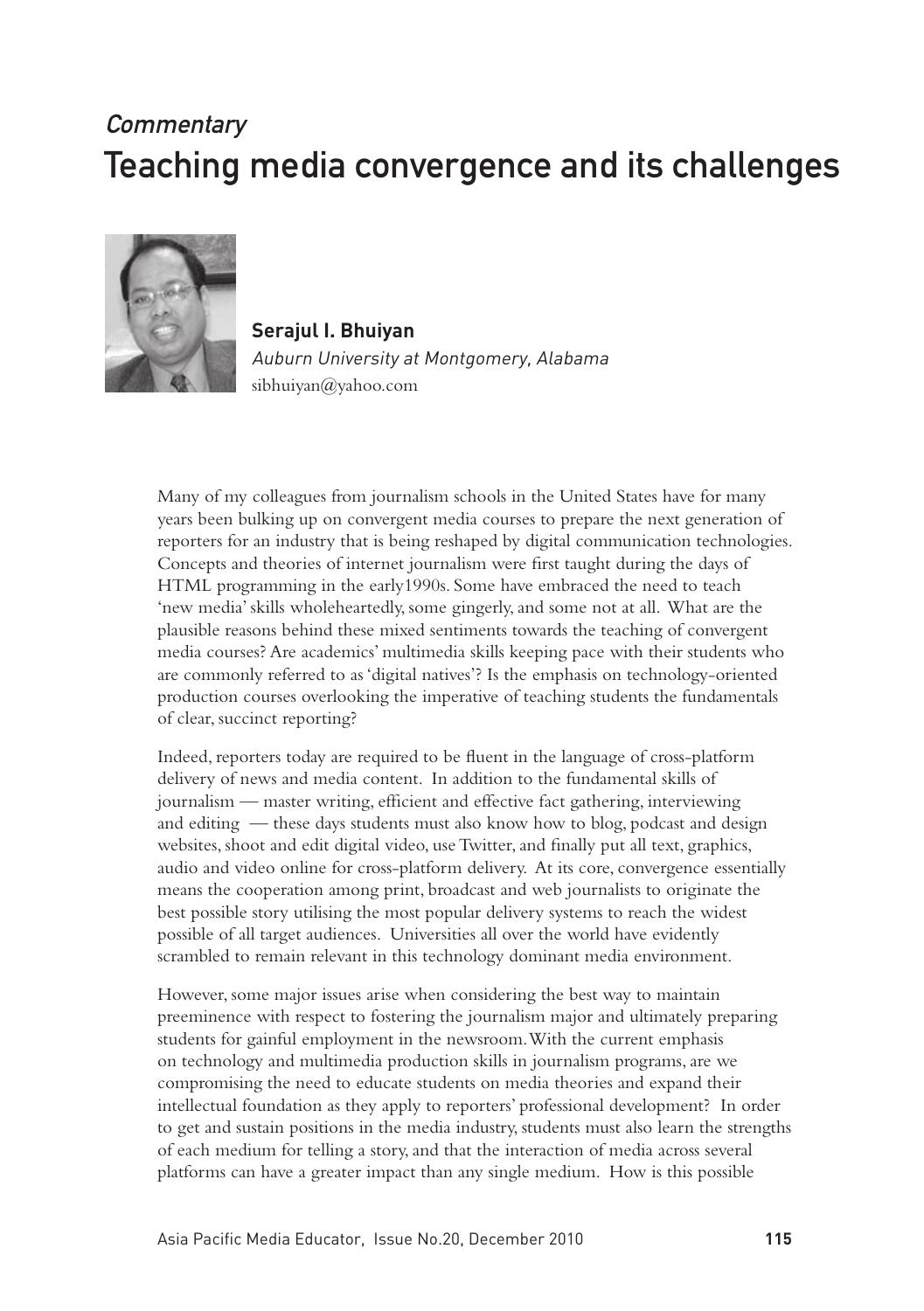*Commentary*

# Teaching media convergence and its challenges

**Serajul I. Bhuiyan**
*Auburn University at Montgomery, Alabama*
sibhuiyan@yahoo.com

Many of my colleagues from journalism schools in the United States have for many years been bulking up on convergent media courses to prepare the next generation of reporters for an industry that is being reshaped by digital communication technologies. Concepts and theories of internet journalism were first taught during the days of HTML programming in the early1990s. Some have embraced the need to teach 'new media' skills wholeheartedly, some gingerly, and some not at all. What are the plausible reasons behind these mixed sentiments towards the teaching of convergent media courses? Are academics' multimedia skills keeping pace with their students who are commonly referred to as 'digital natives'? Is the emphasis on technology-oriented production courses overlooking the imperative of teaching students the fundamentals of clear, succinct reporting?

Indeed, reporters today are required to be fluent in the language of cross-platform delivery of news and media content. In addition to the fundamental skills of journalism — master writing, efficient and effective fact gathering, interviewing and editing — these days students must also know how to blog, podcast and design websites, shoot and edit digital video, use Twitter, and finally put all text, graphics, audio and video online for cross-platform delivery. At its core, convergence essentially means the cooperation among print, broadcast and web journalists to originate the best possible story utilising the most popular delivery systems to reach the widest possible of all target audiences. Universities all over the world have evidently scrambled to remain relevant in this technology dominant media environment.

However, some major issues arise when considering the best way to maintain preeminence with respect to fostering the journalism major and ultimately preparing students for gainful employment in the newsroom. With the current emphasis on technology and multimedia production skills in journalism programs, are we compromising the need to educate students on media theories and expand their intellectual foundation as they apply to reporters' professional development? In order to get and sustain positions in the media industry, students must also learn the strengths of each medium for telling a story, and that the interaction of media across several platforms can have a greater impact than any single medium. How is this possible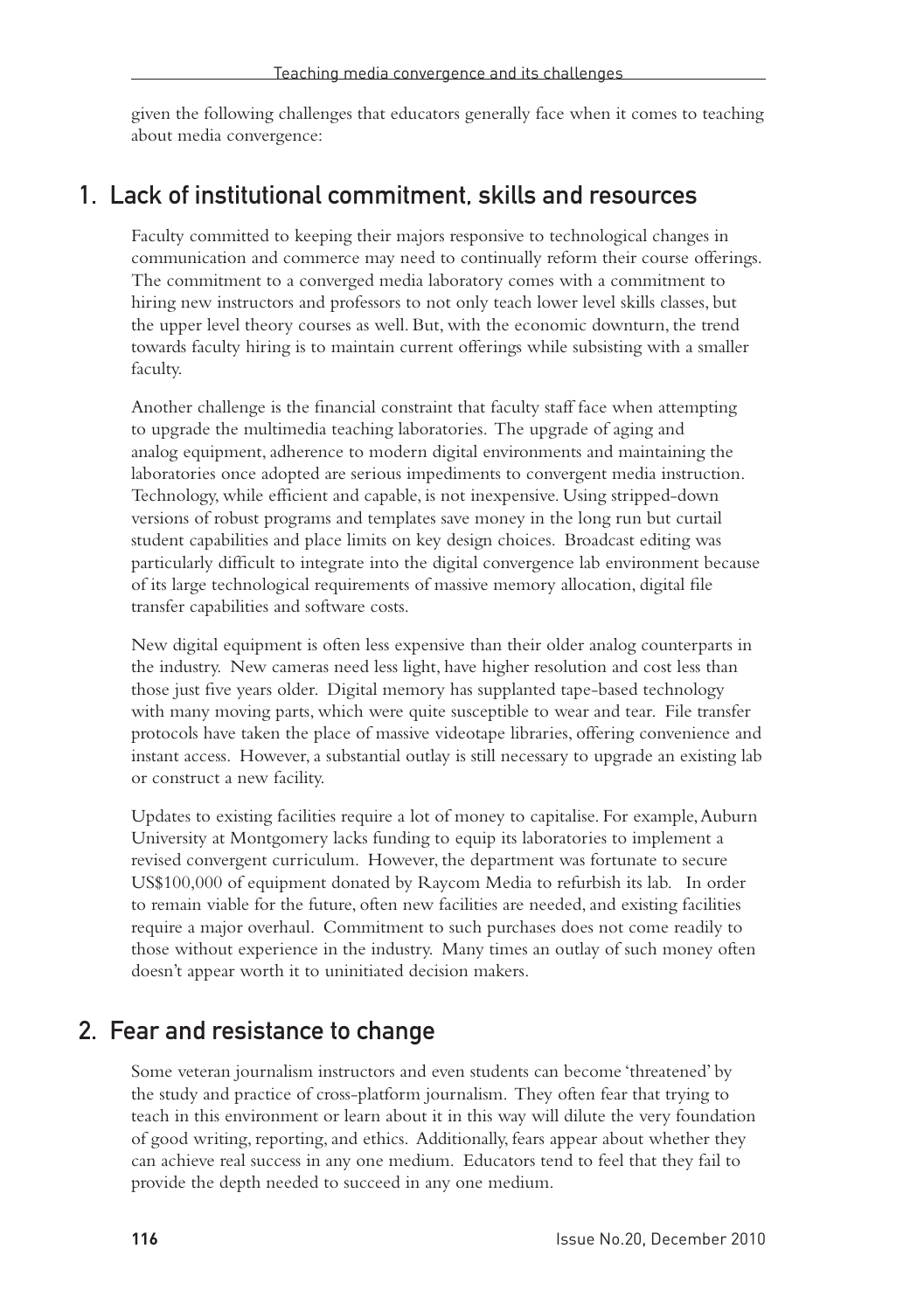given the following challenges that educators generally face when it comes to teaching about media convergence:

## 1. Lack of institutional commitment, skills and resources

Faculty committed to keeping their majors responsive to technological changes in communication and commerce may need to continually reform their course offerings. The commitment to a converged media laboratory comes with a commitment to hiring new instructors and professors to not only teach lower level skills classes, but the upper level theory courses as well. But, with the economic downturn, the trend towards faculty hiring is to maintain current offerings while subsisting with a smaller faculty.

Another challenge is the financial constraint that faculty staff face when attempting to upgrade the multimedia teaching laboratories. The upgrade of aging and analog equipment, adherence to modern digital environments and maintaining the laboratories once adopted are serious impediments to convergent media instruction. Technology, while efficient and capable, is not inexpensive. Using stripped-down versions of robust programs and templates save money in the long run but curtail student capabilities and place limits on key design choices. Broadcast editing was particularly difficult to integrate into the digital convergence lab environment because of its large technological requirements of massive memory allocation, digital file transfer capabilities and software costs.

New digital equipment is often less expensive than their older analog counterparts in the industry. New cameras need less light, have higher resolution and cost less than those just five years older. Digital memory has supplanted tape-based technology with many moving parts, which were quite susceptible to wear and tear. File transfer protocols have taken the place of massive videotape libraries, offering convenience and instant access. However, a substantial outlay is still necessary to upgrade an existing lab or construct a new facility.

Updates to existing facilities require a lot of money to capitalise. For example, Auburn University at Montgomery lacks funding to equip its laboratories to implement a revised convergent curriculum. However, the department was fortunate to secure US$100,000 of equipment donated by Raycom Media to refurbish its lab. In order to remain viable for the future, often new facilities are needed, and existing facilities require a major overhaul. Commitment to such purchases does not come readily to those without experience in the industry. Many times an outlay of such money often doesn't appear worth it to uninitiated decision makers.

## 2. Fear and resistance to change

Some veteran journalism instructors and even students can become 'threatened' by the study and practice of cross-platform journalism. They often fear that trying to teach in this environment or learn about it in this way will dilute the very foundation of good writing, reporting, and ethics. Additionally, fears appear about whether they can achieve real success in any one medium. Educators tend to feel that they fail to provide the depth needed to succeed in any one medium.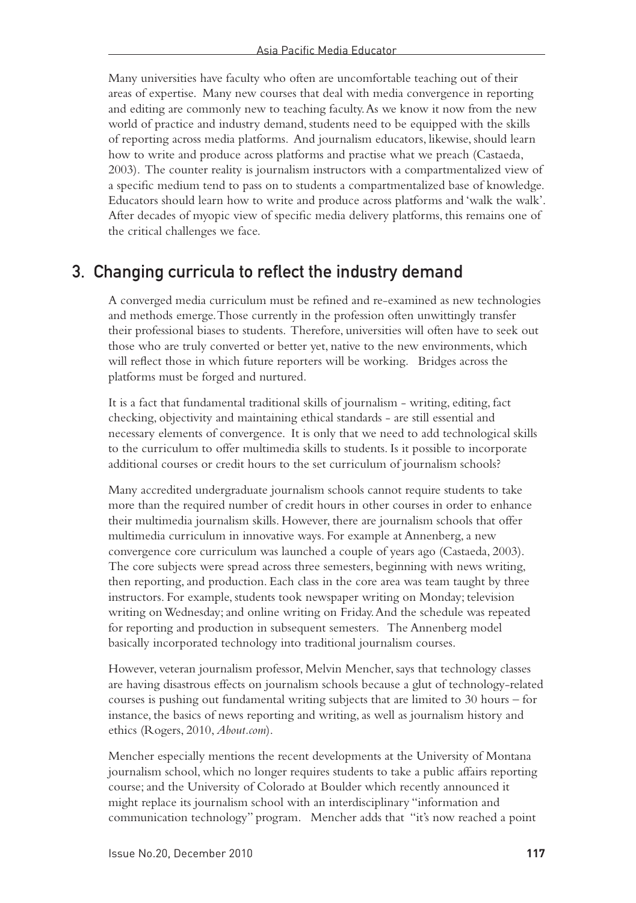Many universities have faculty who often are uncomfortable teaching out of their areas of expertise. Many new courses that deal with media convergence in reporting and editing are commonly new to teaching faculty. As we know it now from the new world of practice and industry demand, students need to be equipped with the skills of reporting across media platforms. And journalism educators, likewise, should learn how to write and produce across platforms and practise what we preach (Castaeda, 2003). The counter reality is journalism instructors with a compartmentalized view of a specific medium tend to pass on to students a compartmentalized base of knowledge. Educators should learn how to write and produce across platforms and 'walk the walk'. After decades of myopic view of specific media delivery platforms, this remains one of the critical challenges we face.

## 3. Changing curricula to reflect the industry demand

A converged media curriculum must be refined and re-examined as new technologies and methods emerge. Those currently in the profession often unwittingly transfer their professional biases to students. Therefore, universities will often have to seek out those who are truly converted or better yet, native to the new environments, which will reflect those in which future reporters will be working. Bridges across the platforms must be forged and nurtured.

It is a fact that fundamental traditional skills of journalism - writing, editing, fact checking, objectivity and maintaining ethical standards - are still essential and necessary elements of convergence. It is only that we need to add technological skills to the curriculum to offer multimedia skills to students. Is it possible to incorporate additional courses or credit hours to the set curriculum of journalism schools?

Many accredited undergraduate journalism schools cannot require students to take more than the required number of credit hours in other courses in order to enhance their multimedia journalism skills. However, there are journalism schools that offer multimedia curriculum in innovative ways. For example at Annenberg, a new convergence core curriculum was launched a couple of years ago (Castaeda, 2003). The core subjects were spread across three semesters, beginning with news writing, then reporting, and production. Each class in the core area was team taught by three instructors. For example, students took newspaper writing on Monday; television writing on Wednesday; and online writing on Friday. And the schedule was repeated for reporting and production in subsequent semesters. The Annenberg model basically incorporated technology into traditional journalism courses.

However, veteran journalism professor, Melvin Mencher, says that technology classes are having disastrous effects on journalism schools because a glut of technology-related courses is pushing out fundamental writing subjects that are limited to 30 hours – for instance, the basics of news reporting and writing, as well as journalism history and ethics (Rogers, 2010, *About.com*).

Mencher especially mentions the recent developments at the University of Montana journalism school, which no longer requires students to take a public affairs reporting course; and the University of Colorado at Boulder which recently announced it might replace its journalism school with an interdisciplinary "information and communication technology" program. Mencher adds that "it's now reached a point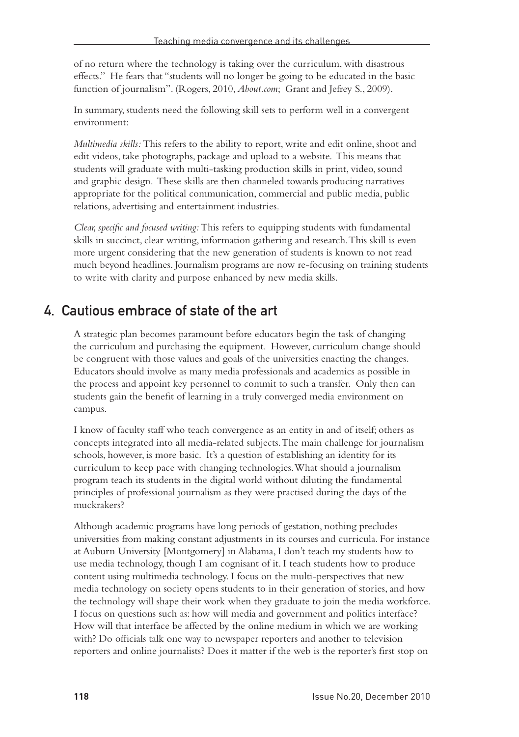of no return where the technology is taking over the curriculum, with disastrous effects." He fears that "students will no longer be going to be educated in the basic function of journalism". (Rogers, 2010, *About.com*; Grant and Jefrey S., 2009).

In summary, students need the following skill sets to perform well in a convergent environment:

*Multimedia skills:* This refers to the ability to report, write and edit online, shoot and edit videos, take photographs, package and upload to a website. This means that students will graduate with multi-tasking production skills in print, video, sound and graphic design. These skills are then channeled towards producing narratives appropriate for the political communication, commercial and public media, public relations, advertising and entertainment industries.

*Clear, specific and focused writing:* This refers to equipping students with fundamental skills in succinct, clear writing, information gathering and research. This skill is even more urgent considering that the new generation of students is known to not read much beyond headlines. Journalism programs are now re-focusing on training students to write with clarity and purpose enhanced by new media skills.

## 4. Cautious embrace of state of the art

A strategic plan becomes paramount before educators begin the task of changing the curriculum and purchasing the equipment. However, curriculum change should be congruent with those values and goals of the universities enacting the changes. Educators should involve as many media professionals and academics as possible in the process and appoint key personnel to commit to such a transfer. Only then can students gain the benefit of learning in a truly converged media environment on campus.

I know of faculty staff who teach convergence as an entity in and of itself; others as concepts integrated into all media-related subjects. The main challenge for journalism schools, however, is more basic. It's a question of establishing an identity for its curriculum to keep pace with changing technologies. What should a journalism program teach its students in the digital world without diluting the fundamental principles of professional journalism as they were practised during the days of the muckrakers?

Although academic programs have long periods of gestation, nothing precludes universities from making constant adjustments in its courses and curricula. For instance at Auburn University [Montgomery] in Alabama, I don't teach my students how to use media technology, though I am cognisant of it. I teach students how to produce content using multimedia technology. I focus on the multi-perspectives that new media technology on society opens students to in their generation of stories, and how the technology will shape their work when they graduate to join the media workforce. I focus on questions such as: how will media and government and politics interface? How will that interface be affected by the online medium in which we are working with? Do officials talk one way to newspaper reporters and another to television reporters and online journalists? Does it matter if the web is the reporter's first stop on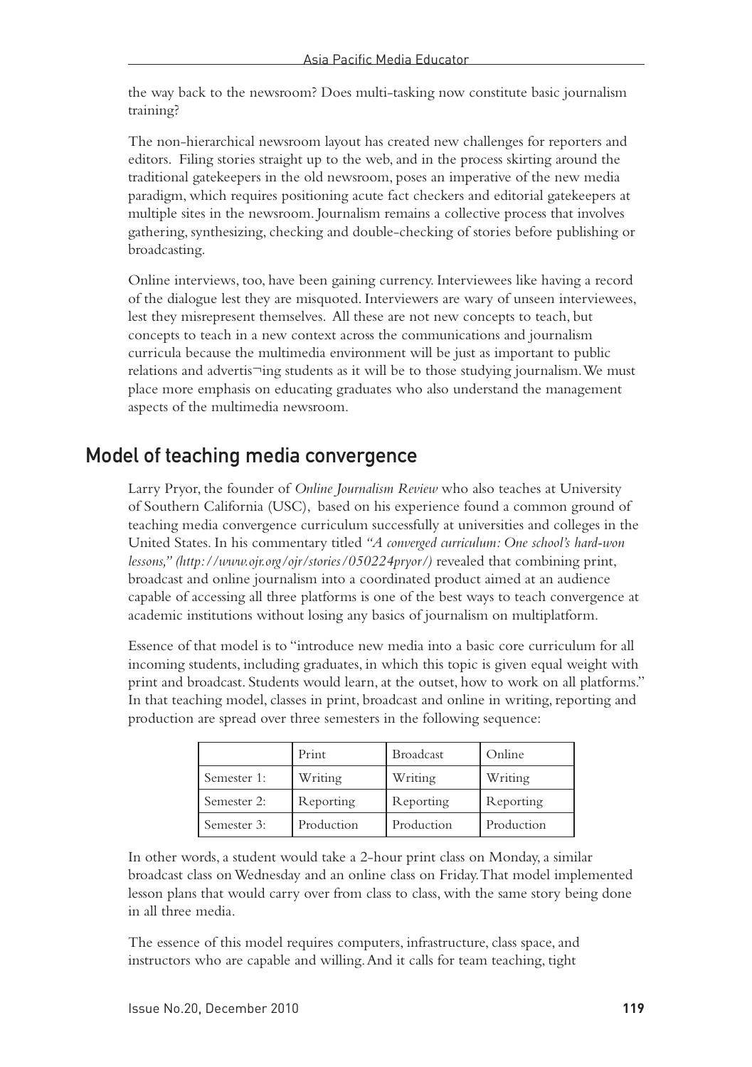the way back to the newsroom? Does multi-tasking now constitute basic journalism training?

The non-hierarchical newsroom layout has created new challenges for reporters and editors. Filing stories straight up to the web, and in the process skirting around the traditional gatekeepers in the old newsroom, poses an imperative of the new media paradigm, which requires positioning acute fact checkers and editorial gatekeepers at multiple sites in the newsroom. Journalism remains a collective process that involves gathering, synthesizing, checking and double-checking of stories before publishing or broadcasting.

Online interviews, too, have been gaining currency. Interviewees like having a record of the dialogue lest they are misquoted. Interviewers are wary of unseen interviewees, lest they misrepresent themselves. All these are not new concepts to teach, but concepts to teach in a new context across the communications and journalism curricula because the multimedia environment will be just as important to public relations and advertis¬ing students as it will be to those studying journalism. We must place more emphasis on educating graduates who also understand the management aspects of the multimedia newsroom.

## Model of teaching media convergence

Larry Pryor, the founder of *Online Journalism Review* who also teaches at University of Southern California (USC), based on his experience found a common ground of teaching media convergence curriculum successfully at universities and colleges in the United States. In his commentary titled *"A converged curriculum: One school's hard-won lessons," (http://www.ojr.org/ojr/stories/050224pryor/)* revealed that combining print, broadcast and online journalism into a coordinated product aimed at an audience capable of accessing all three platforms is one of the best ways to teach convergence at academic institutions without losing any basics of journalism on multiplatform.

Essence of that model is to "introduce new media into a basic core curriculum for all incoming students, including graduates, in which this topic is given equal weight with print and broadcast. Students would learn, at the outset, how to work on all platforms." In that teaching model, classes in print, broadcast and online in writing, reporting and production are spread over three semesters in the following sequence:

| | Print | Broadcast | Online |
|---|---|---|---|
| Semester 1: | Writing | Writing | Writing |
| Semester 2: | Reporting | Reporting | Reporting |
| Semester 3: | Production | Production | Production |

In other words, a student would take a 2-hour print class on Monday, a similar broadcast class on Wednesday and an online class on Friday. That model implemented lesson plans that would carry over from class to class, with the same story being done in all three media.

The essence of this model requires computers, infrastructure, class space, and instructors who are capable and willing. And it calls for team teaching, tight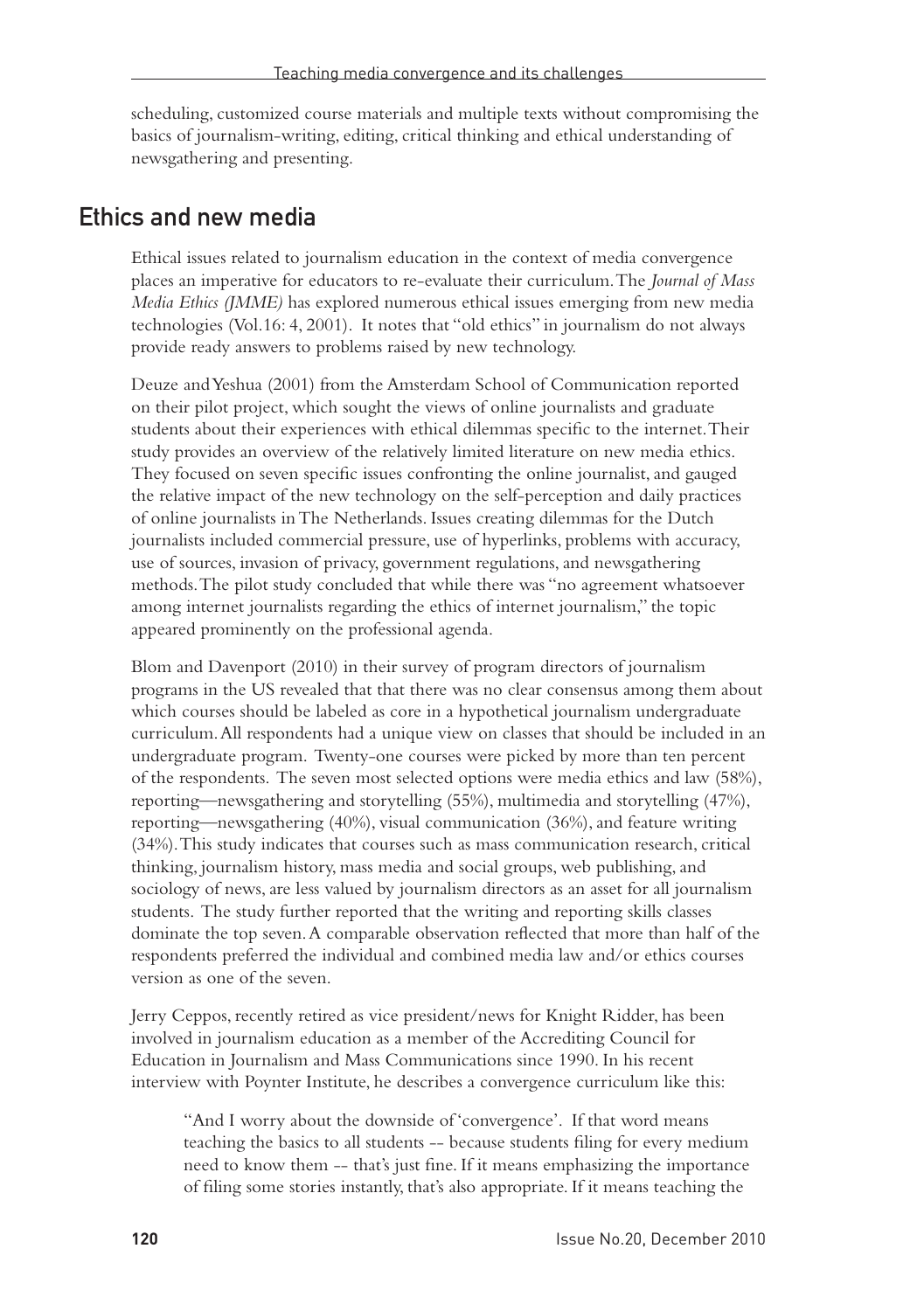scheduling, customized course materials and multiple texts without compromising the basics of journalism-writing, editing, critical thinking and ethical understanding of newsgathering and presenting.

## Ethics and new media

Ethical issues related to journalism education in the context of media convergence places an imperative for educators to re-evaluate their curriculum. The *Journal of Mass Media Ethics (JMME)* has explored numerous ethical issues emerging from new media technologies (Vol.16: 4, 2001). It notes that "old ethics" in journalism do not always provide ready answers to problems raised by new technology.

Deuze and Yeshua (2001) from the Amsterdam School of Communication reported on their pilot project, which sought the views of online journalists and graduate students about their experiences with ethical dilemmas specific to the internet. Their study provides an overview of the relatively limited literature on new media ethics. They focused on seven specific issues confronting the online journalist, and gauged the relative impact of the new technology on the self-perception and daily practices of online journalists in The Netherlands. Issues creating dilemmas for the Dutch journalists included commercial pressure, use of hyperlinks, problems with accuracy, use of sources, invasion of privacy, government regulations, and newsgathering methods. The pilot study concluded that while there was "no agreement whatsoever among internet journalists regarding the ethics of internet journalism," the topic appeared prominently on the professional agenda.

Blom and Davenport (2010) in their survey of program directors of journalism programs in the US revealed that that there was no clear consensus among them about which courses should be labeled as core in a hypothetical journalism undergraduate curriculum. All respondents had a unique view on classes that should be included in an undergraduate program. Twenty-one courses were picked by more than ten percent of the respondents. The seven most selected options were media ethics and law (58%), reporting—newsgathering and storytelling (55%), multimedia and storytelling (47%), reporting—newsgathering (40%), visual communication (36%), and feature writing (34%). This study indicates that courses such as mass communication research, critical thinking, journalism history, mass media and social groups, web publishing, and sociology of news, are less valued by journalism directors as an asset for all journalism students. The study further reported that the writing and reporting skills classes dominate the top seven. A comparable observation reflected that more than half of the respondents preferred the individual and combined media law and/or ethics courses version as one of the seven.

Jerry Ceppos, recently retired as vice president/news for Knight Ridder, has been involved in journalism education as a member of the Accrediting Council for Education in Journalism and Mass Communications since 1990. In his recent interview with Poynter Institute, he describes a convergence curriculum like this:

> "And I worry about the downside of 'convergence'. If that word means teaching the basics to all students -- because students filing for every medium need to know them -- that's just fine. If it means emphasizing the importance of filing some stories instantly, that's also appropriate. If it means teaching the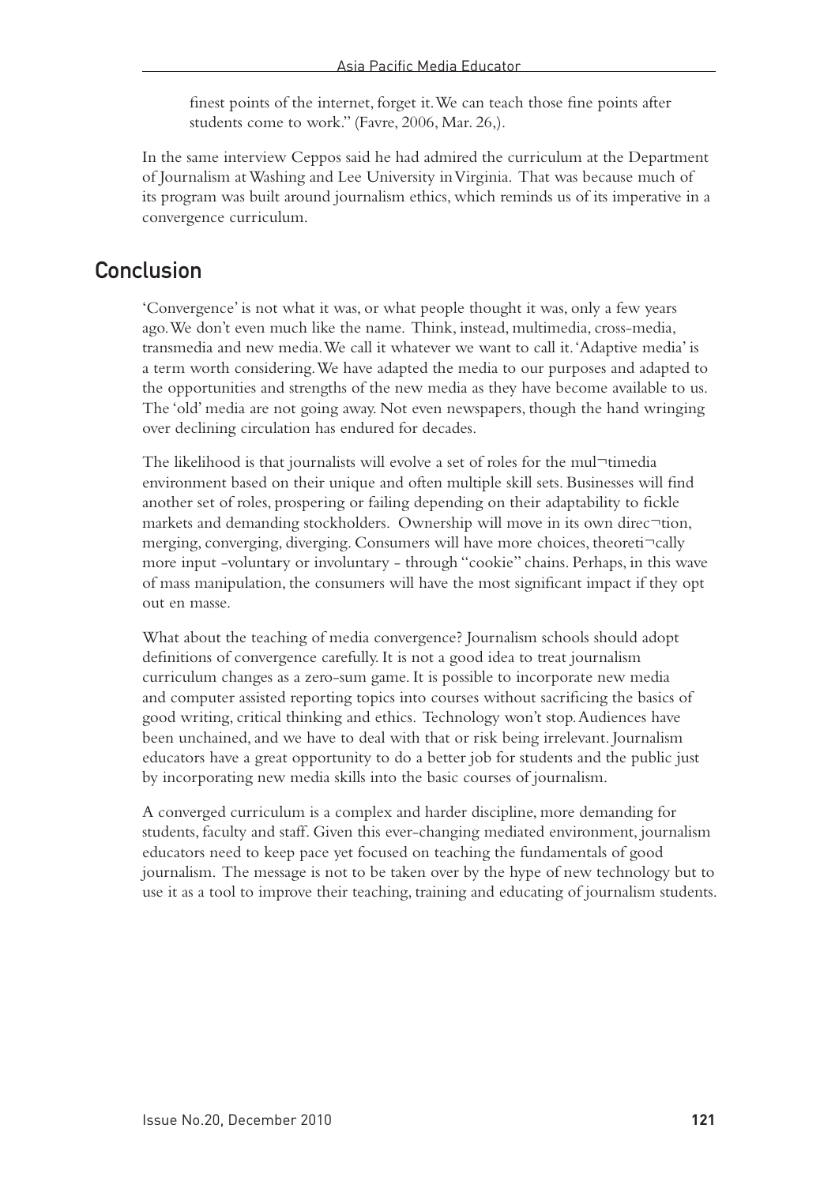finest points of the internet, forget it. We can teach those fine points after students come to work." (Favre, 2006, Mar. 26,).

In the same interview Ceppos said he had admired the curriculum at the Department of Journalism at Washing and Lee University in Virginia. That was because much of its program was built around journalism ethics, which reminds us of its imperative in a convergence curriculum.

## Conclusion

'Convergence' is not what it was, or what people thought it was, only a few years ago. We don't even much like the name. Think, instead, multimedia, cross-media, transmedia and new media. We call it whatever we want to call it. 'Adaptive media' is a term worth considering. We have adapted the media to our purposes and adapted to the opportunities and strengths of the new media as they have become available to us. The 'old' media are not going away. Not even newspapers, though the hand wringing over declining circulation has endured for decades.

The likelihood is that journalists will evolve a set of roles for the mul¬timedia environment based on their unique and often multiple skill sets. Businesses will find another set of roles, prospering or failing depending on their adaptability to fickle markets and demanding stockholders. Ownership will move in its own direc¬tion, merging, converging, diverging. Consumers will have more choices, theoreti¬cally more input -voluntary or involuntary - through "cookie" chains. Perhaps, in this wave of mass manipulation, the consumers will have the most significant impact if they opt out en masse.

What about the teaching of media convergence? Journalism schools should adopt definitions of convergence carefully. It is not a good idea to treat journalism curriculum changes as a zero-sum game. It is possible to incorporate new media and computer assisted reporting topics into courses without sacrificing the basics of good writing, critical thinking and ethics. Technology won't stop. Audiences have been unchained, and we have to deal with that or risk being irrelevant. Journalism educators have a great opportunity to do a better job for students and the public just by incorporating new media skills into the basic courses of journalism.

A converged curriculum is a complex and harder discipline, more demanding for students, faculty and staff. Given this ever-changing mediated environment, journalism educators need to keep pace yet focused on teaching the fundamentals of good journalism. The message is not to be taken over by the hype of new technology but to use it as a tool to improve their teaching, training and educating of journalism students.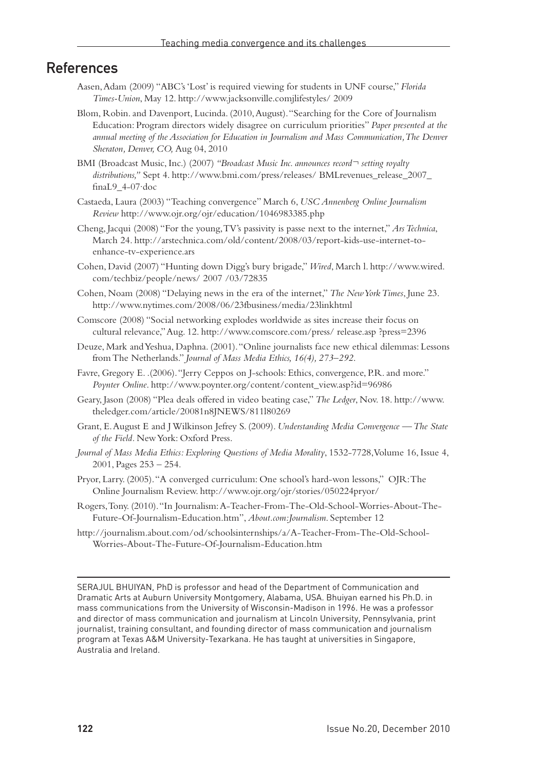## References

Aasen, Adam (2009) "ABC's 'Lost' is required viewing for students in UNF course," *Florida Times-Union*, May 12. http://www.jacksonville.comjlifestyles/ 2009

Blom, Robin. and Davenport, Lucinda. (2010, August). "Searching for the Core of Journalism Education: Program directors widely disagree on curriculum priorities" *Paper presented at the annual meeting of the Association for Education in Journalism and Mass Communication, The Denver Sheraton, Denver, CO,* Aug 04, 2010

BMI (Broadcast Music, Inc.) (2007) *"Broadcast Music Inc. announces record¬ setting royalty distributions,"* Sept 4. http://www.bmi.com/press/releases/ BMLrevenues_release_2007_ finaL9_4-07·doc

Castaeda, Laura (2003) "Teaching convergence" March 6, *USC Annenberg Online Journalism Review* http://www.ojr.org/ojr/education/1046983385.php

Cheng, Jacqui (2008) "For the young, TV's passivity is passe next to the internet," *Ars Technica*, March 24. http://arstechnica.com/old/content/2008/03/report-kids-use-internet-to-enhance-tv-experience.ars

Cohen, David (2007) "Hunting down Digg's bury brigade," *Wired*, March l. http://www.wired. com/techbiz/people/news/ 2007 /03/72835

Cohen, Noam (2008) "Delaying news in the era of the internet," *The New York Times*, June 23. http://www.nytimes.com/2008/06/23fbusiness/media/23linkhtml

Comscore (2008) "Social networking explodes worldwide as sites increase their focus on cultural relevance," Aug. 12. http://www.comscore.com/press/ release.asp ?press=2396

Deuze, Mark and Yeshua, Daphna. (2001). "Online journalists face new ethical dilemmas: Lessons from The Netherlands." *Journal of Mass Media Ethics, 16(4), 273–292.*

Favre, Gregory E. .(2006). "Jerry Ceppos on J-schools: Ethics, convergence, P.R. and more." *Poynter Online*. http://www.poynter.org/content/content_view.asp?id=96986

Geary, Jason (2008) "Plea deals offered in video beating case," *The Ledger*, Nov. 18. http://www. theledger.com/article/20081n8JNEWS/811l80269

Grant, E. August E and J Wilkinson Jefrey S. (2009). *Understanding Media Convergence — The State of the Field*. New York: Oxford Press.

*Journal of Mass Media Ethics: Exploring Questions of Media Morality*, 1532-7728, Volume 16, Issue 4, 2001, Pages 253 – 254.

Pryor, Larry. (2005). "A converged curriculum: One school's hard-won lessons," OJR: The Online Journalism Review. http://www.ojr.org/ojr/stories/050224pryor/

Rogers, Tony. (2010). "In Journalism: A-Teacher-From-The-Old-School-Worries-About-The-Future-Of-Journalism-Education.htm", *About.com:Journalism*. September 12

http://journalism.about.com/od/schoolsinternships/a/A-Teacher-From-The-Old-School-Worries-About-The-Future-Of-Journalism-Education.htm

---

SERAJUL BHUIYAN, PhD is professor and head of the Department of Communication and Dramatic Arts at Auburn University Montgomery, Alabama, USA. Bhuiyan earned his Ph.D. in mass communications from the University of Wisconsin-Madison in 1996. He was a professor and director of mass communication and journalism at Lincoln University, Pennsylvania, print journalist, training consultant, and founding director of mass communication and journalism program at Texas A&M University-Texarkana. He has taught at universities in Singapore, Australia and Ireland.